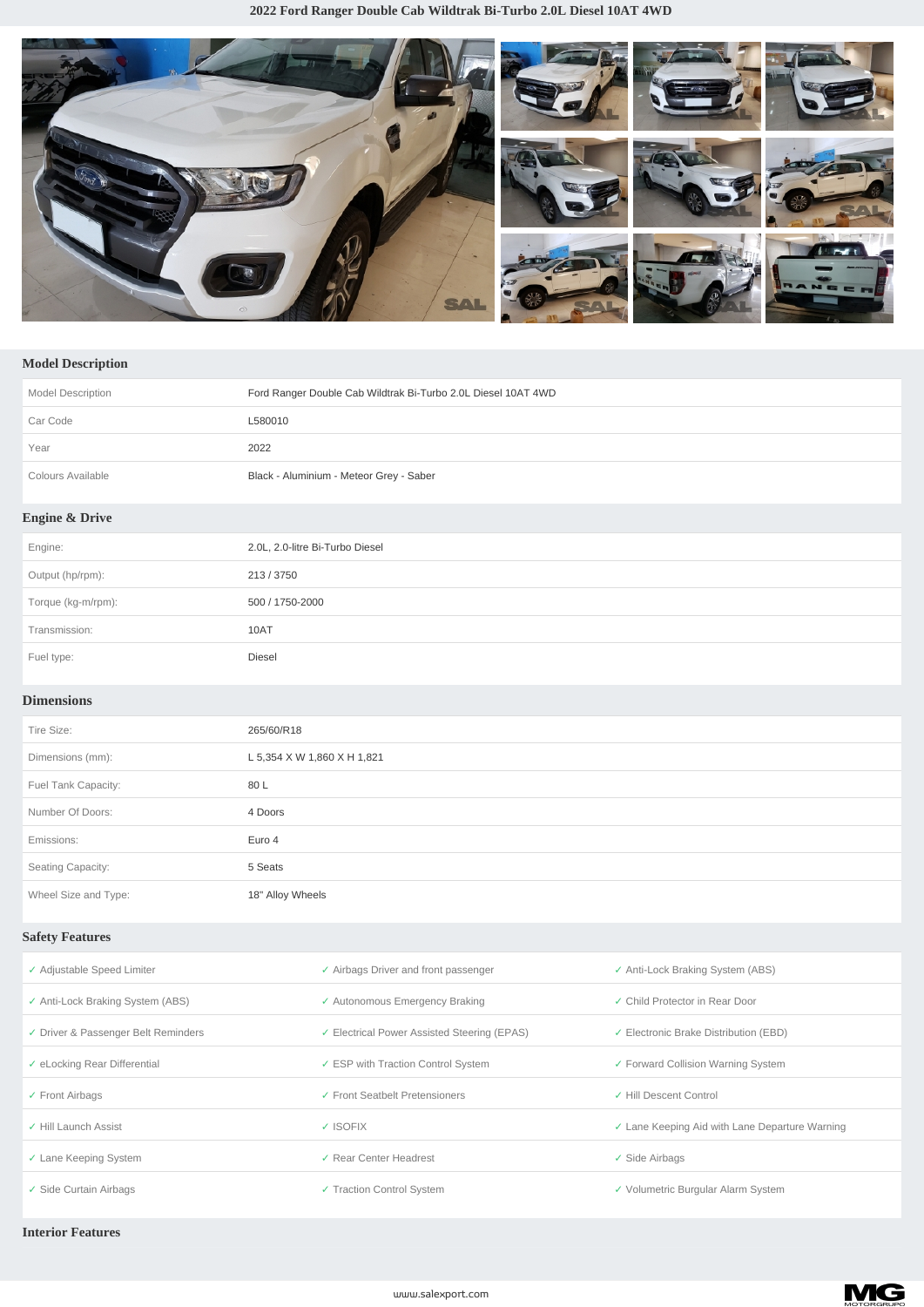# 2022 Ford Ranger Double Cab Wildtrak Bi-Turbo 2.0L Diesel 10AT 4WD

## Model Description

| | |
|---|---|
| Model Description | Ford Ranger Double Cab Wildtrak Bi-Turbo 2.0L Diesel 10AT 4WD |
| Car Code | L580010 |
| Year | 2022 |
| Colours Available | Black - Aluminium - Meteor Grey - Saber |

## Engine & Drive

| | |
|---|---|
| Engine: | 2.0L, 2.0-litre Bi-Turbo Diesel |
| Output (hp/rpm): | 213 / 3750 |
| Torque (kg-m/rpm): | 500 / 1750-2000 |
| Transmission: | 10AT |
| Fuel type: | Diesel |

## Dimensions

| | |
|---|---|
| Tire Size: | 265/60/R18 |
| Dimensions (mm): | L 5,354 X W 1,860 X H 1,821 |
| Fuel Tank Capacity: | 80 L |
| Number Of Doors: | 4 Doors |
| Emissions: | Euro 4 |
| Seating Capacity: | 5 Seats |
| Wheel Size and Type: | 18" Alloy Wheels |

## Safety Features

| | | |
|---|---|---|
| ✓ Adjustable Speed Limiter | ✓ Airbags Driver and front passenger | ✓ Anti-Lock Braking System (ABS) |
| ✓ Anti-Lock Braking System (ABS) | ✓ Autonomous Emergency Braking | ✓ Child Protector in Rear Door |
| ✓ Driver & Passenger Belt Reminders | ✓ Electrical Power Assisted Steering (EPAS) | ✓ Electronic Brake Distribution (EBD) |
| ✓ eLocking Rear Differential | ✓ ESP with Traction Control System | ✓ Forward Collision Warning System |
| ✓ Front Airbags | ✓ Front Seatbelt Pretensioners | ✓ Hill Descent Control |
| ✓ Hill Launch Assist | ✓ ISOFIX | ✓ Lane Keeping Aid with Lane Departure Warning |
| ✓ Lane Keeping System | ✓ Rear Center Headrest | ✓ Side Airbags |
| ✓ Side Curtain Airbags | ✓ Traction Control System | ✓ Volumetric Burgular Alarm System |

## Interior Features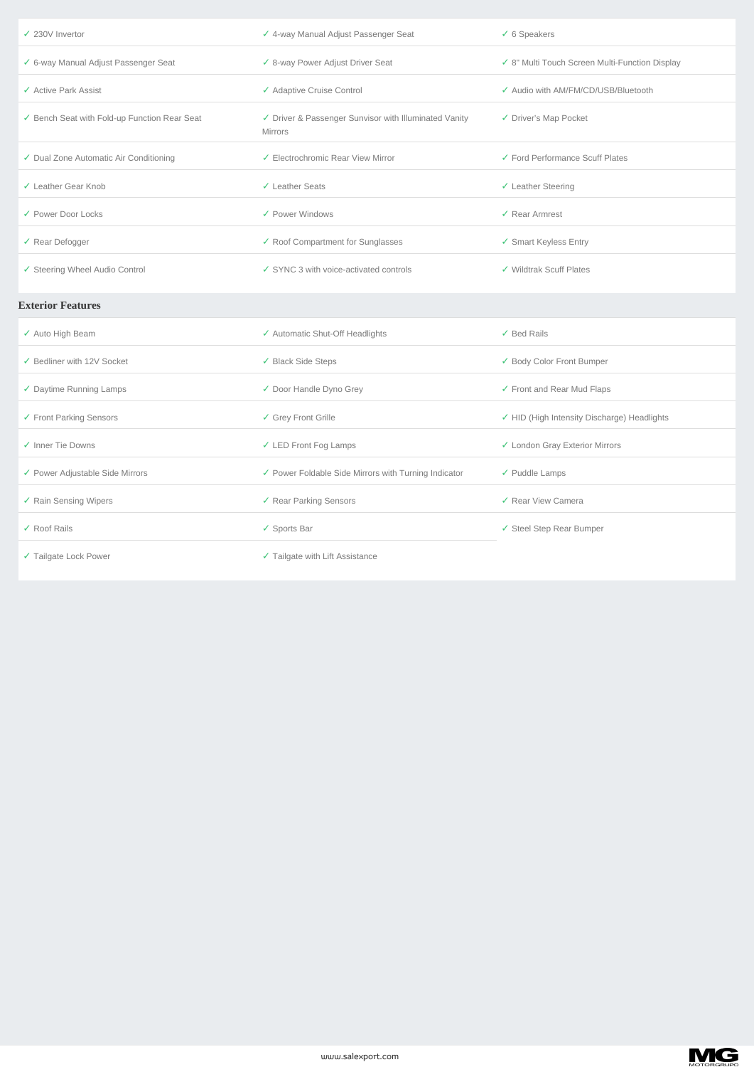| | | |
|---|---|---|
| ✓ 230V Invertor | ✓ 4-way Manual Adjust Passenger Seat | ✓ 6 Speakers |
| ✓ 6-way Manual Adjust Passenger Seat | ✓ 8-way Power Adjust Driver Seat | ✓ 8" Multi Touch Screen Multi-Function Display |
| ✓ Active Park Assist | ✓ Adaptive Cruise Control | ✓ Audio with AM/FM/CD/USB/Bluetooth |
| ✓ Bench Seat with Fold-up Function Rear Seat | ✓ Driver & Passenger Sunvisor with Illuminated Vanity Mirrors | ✓ Driver's Map Pocket |
| ✓ Dual Zone Automatic Air Conditioning | ✓ Electrochromic Rear View Mirror | ✓ Ford Performance Scuff Plates |
| ✓ Leather Gear Knob | ✓ Leather Seats | ✓ Leather Steering |
| ✓ Power Door Locks | ✓ Power Windows | ✓ Rear Armrest |
| ✓ Rear Defogger | ✓ Roof Compartment for Sunglasses | ✓ Smart Keyless Entry |
| ✓ Steering Wheel Audio Control | ✓ SYNC 3 with voice-activated controls | ✓ Wildtrak Scuff Plates |

### Exterior Features

| | | |
|---|---|---|
| ✓ Auto High Beam | ✓ Automatic Shut-Off Headlights | ✓ Bed Rails |
| ✓ Bedliner with 12V Socket | ✓ Black Side Steps | ✓ Body Color Front Bumper |
| ✓ Daytime Running Lamps | ✓ Door Handle Dyno Grey | ✓ Front and Rear Mud Flaps |
| ✓ Front Parking Sensors | ✓ Grey Front Grille | ✓ HID (High Intensity Discharge) Headlights |
| ✓ Inner Tie Downs | ✓ LED Front Fog Lamps | ✓ London Gray Exterior Mirrors |
| ✓ Power Adjustable Side Mirrors | ✓ Power Foldable Side Mirrors with Turning Indicator | ✓ Puddle Lamps |
| ✓ Rain Sensing Wipers | ✓ Rear Parking Sensors | ✓ Rear View Camera |
| ✓ Roof Rails | ✓ Sports Bar | ✓ Steel Step Rear Bumper |
| ✓ Tailgate Lock Power | ✓ Tailgate with Lift Assistance | |

www.salexport.com